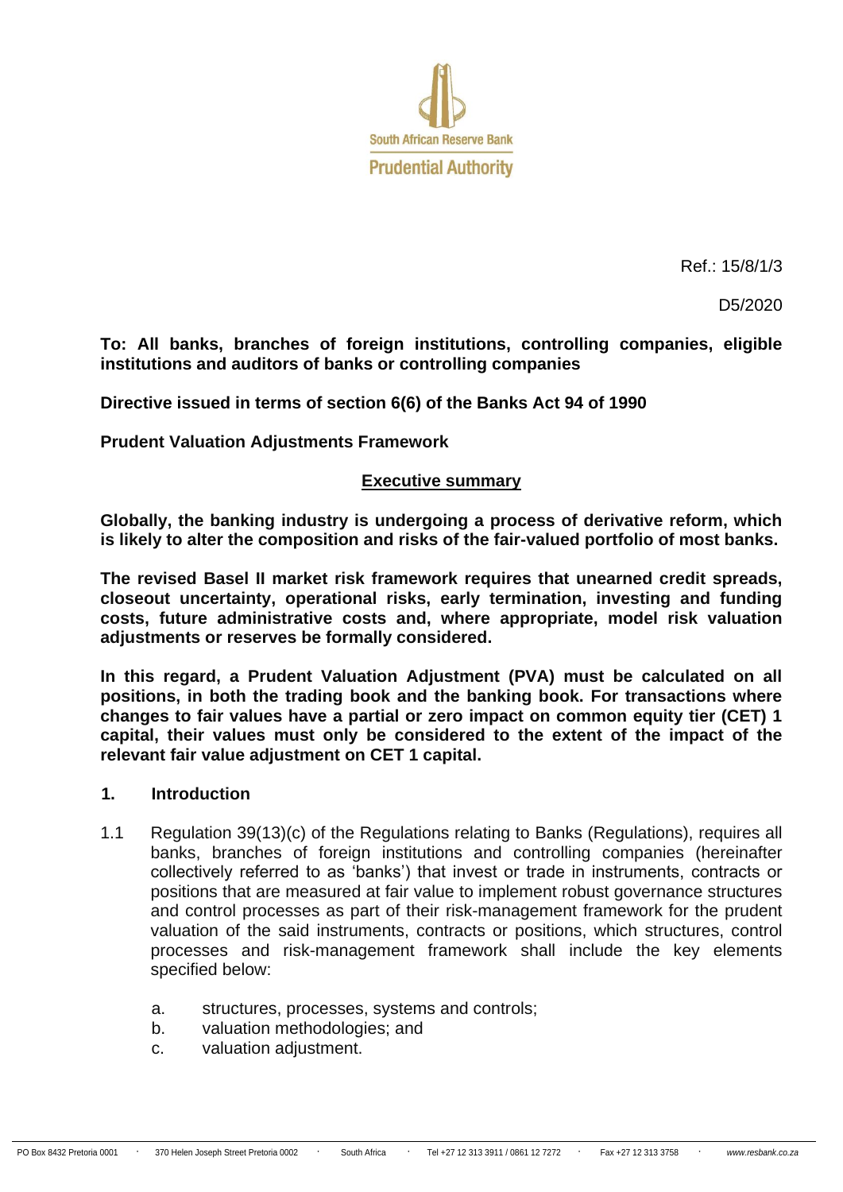South African Reserve Bank
Prudential Authority

Ref.: 15/8/1/3

D5/2020

**To: All banks, branches of foreign institutions, controlling companies, eligible institutions and auditors of banks or controlling companies**

**Directive issued in terms of section 6(6) of the Banks Act 94 of 1990**

**Prudent Valuation Adjustments Framework**

## Executive summary

**Globally, the banking industry is undergoing a process of derivative reform, which is likely to alter the composition and risks of the fair-valued portfolio of most banks.**

**The revised Basel II market risk framework requires that unearned credit spreads, closeout uncertainty, operational risks, early termination, investing and funding costs, future administrative costs and, where appropriate, model risk valuation adjustments or reserves be formally considered.**

**In this regard, a Prudent Valuation Adjustment (PVA) must be calculated on all positions, in both the trading book and the banking book. For transactions where changes to fair values have a partial or zero impact on common equity tier (CET) 1 capital, their values must only be considered to the extent of the impact of the relevant fair value adjustment on CET 1 capital.**

## 1. Introduction

1.1 Regulation 39(13)(c) of the Regulations relating to Banks (Regulations), requires all banks, branches of foreign institutions and controlling companies (hereinafter collectively referred to as 'banks') that invest or trade in instruments, contracts or positions that are measured at fair value to implement robust governance structures and control processes as part of their risk-management framework for the prudent valuation of the said instruments, contracts or positions, which structures, control processes and risk-management framework shall include the key elements specified below:

a. structures, processes, systems and controls;
b. valuation methodologies; and
c. valuation adjustment.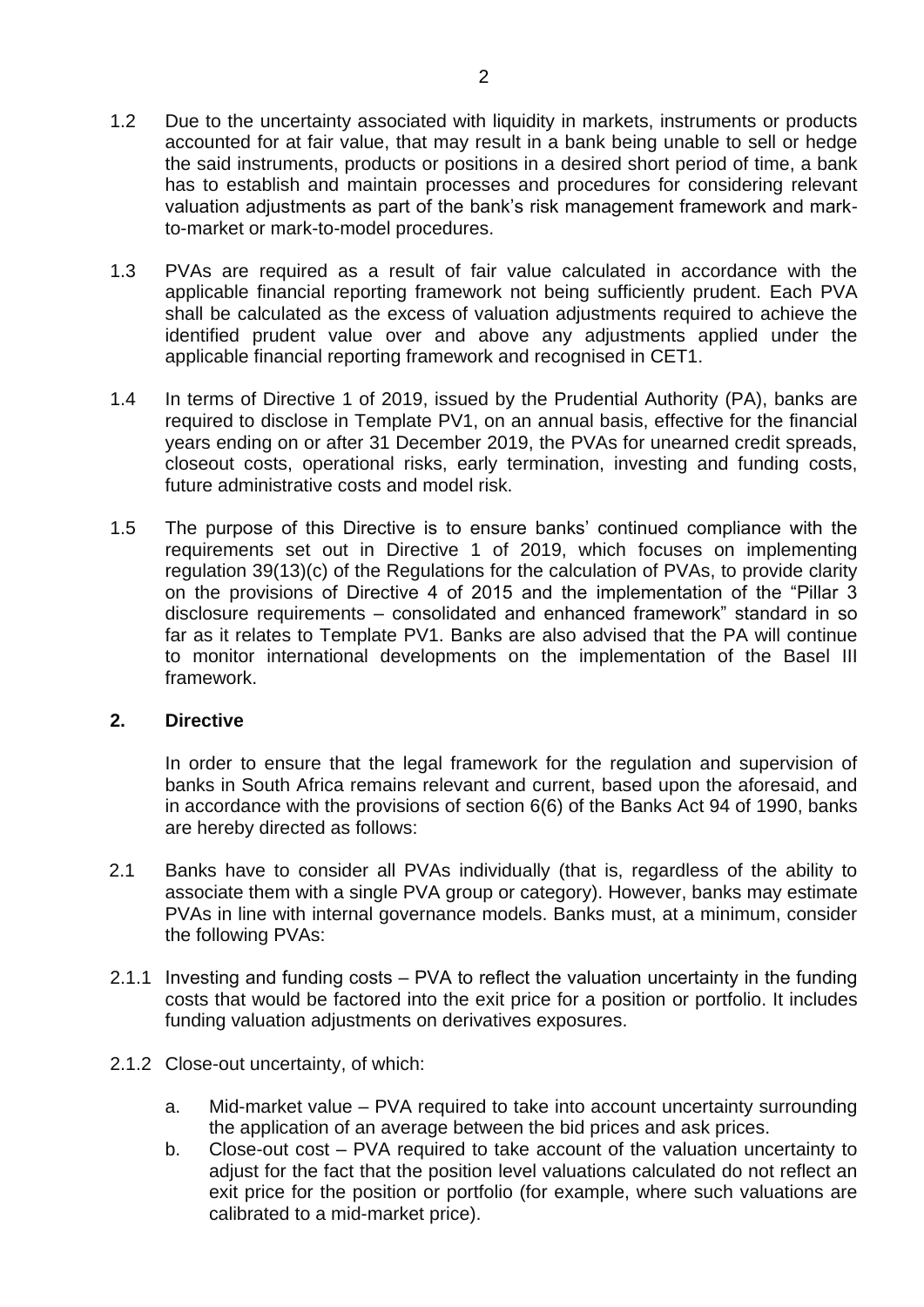1.2 Due to the uncertainty associated with liquidity in markets, instruments or products accounted for at fair value, that may result in a bank being unable to sell or hedge the said instruments, products or positions in a desired short period of time, a bank has to establish and maintain processes and procedures for considering relevant valuation adjustments as part of the bank's risk management framework and mark-to-market or mark-to-model procedures.

1.3 PVAs are required as a result of fair value calculated in accordance with the applicable financial reporting framework not being sufficiently prudent. Each PVA shall be calculated as the excess of valuation adjustments required to achieve the identified prudent value over and above any adjustments applied under the applicable financial reporting framework and recognised in CET1.

1.4 In terms of Directive 1 of 2019, issued by the Prudential Authority (PA), banks are required to disclose in Template PV1, on an annual basis, effective for the financial years ending on or after 31 December 2019, the PVAs for unearned credit spreads, closeout costs, operational risks, early termination, investing and funding costs, future administrative costs and model risk.

1.5 The purpose of this Directive is to ensure banks' continued compliance with the requirements set out in Directive 1 of 2019, which focuses on implementing regulation 39(13)(c) of the Regulations for the calculation of PVAs, to provide clarity on the provisions of Directive 4 of 2015 and the implementation of the "Pillar 3 disclosure requirements – consolidated and enhanced framework" standard in so far as it relates to Template PV1. Banks are also advised that the PA will continue to monitor international developments on the implementation of the Basel III framework.

## 2. Directive

In order to ensure that the legal framework for the regulation and supervision of banks in South Africa remains relevant and current, based upon the aforesaid, and in accordance with the provisions of section 6(6) of the Banks Act 94 of 1990, banks are hereby directed as follows:

2.1 Banks have to consider all PVAs individually (that is, regardless of the ability to associate them with a single PVA group or category). However, banks may estimate PVAs in line with internal governance models. Banks must, at a minimum, consider the following PVAs:

2.1.1 Investing and funding costs – PVA to reflect the valuation uncertainty in the funding costs that would be factored into the exit price for a position or portfolio. It includes funding valuation adjustments on derivatives exposures.

2.1.2 Close-out uncertainty, of which:

a. Mid-market value – PVA required to take into account uncertainty surrounding the application of an average between the bid prices and ask prices.

b. Close-out cost – PVA required to take account of the valuation uncertainty to adjust for the fact that the position level valuations calculated do not reflect an exit price for the position or portfolio (for example, where such valuations are calibrated to a mid-market price).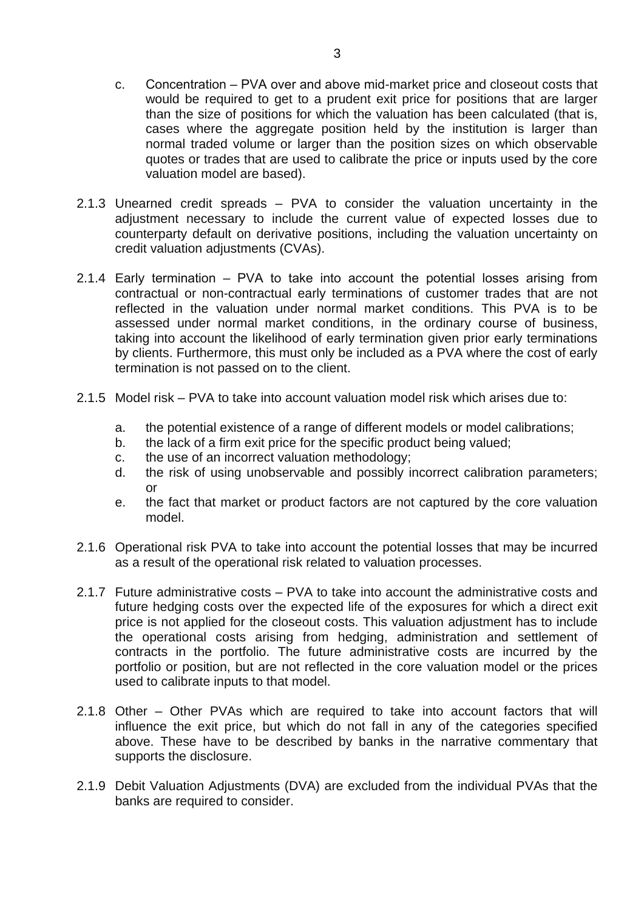c. Concentration – PVA over and above mid-market price and closeout costs that would be required to get to a prudent exit price for positions that are larger than the size of positions for which the valuation has been calculated (that is, cases where the aggregate position held by the institution is larger than normal traded volume or larger than the position sizes on which observable quotes or trades that are used to calibrate the price or inputs used by the core valuation model are based).

2.1.3 Unearned credit spreads – PVA to consider the valuation uncertainty in the adjustment necessary to include the current value of expected losses due to counterparty default on derivative positions, including the valuation uncertainty on credit valuation adjustments (CVAs).

2.1.4 Early termination – PVA to take into account the potential losses arising from contractual or non-contractual early terminations of customer trades that are not reflected in the valuation under normal market conditions. This PVA is to be assessed under normal market conditions, in the ordinary course of business, taking into account the likelihood of early termination given prior early terminations by clients. Furthermore, this must only be included as a PVA where the cost of early termination is not passed on to the client.

2.1.5 Model risk – PVA to take into account valuation model risk which arises due to:

a. the potential existence of a range of different models or model calibrations;
b. the lack of a firm exit price for the specific product being valued;
c. the use of an incorrect valuation methodology;
d. the risk of using unobservable and possibly incorrect calibration parameters; or
e. the fact that market or product factors are not captured by the core valuation model.

2.1.6 Operational risk PVA to take into account the potential losses that may be incurred as a result of the operational risk related to valuation processes.

2.1.7 Future administrative costs – PVA to take into account the administrative costs and future hedging costs over the expected life of the exposures for which a direct exit price is not applied for the closeout costs. This valuation adjustment has to include the operational costs arising from hedging, administration and settlement of contracts in the portfolio. The future administrative costs are incurred by the portfolio or position, but are not reflected in the core valuation model or the prices used to calibrate inputs to that model.

2.1.8 Other – Other PVAs which are required to take into account factors that will influence the exit price, but which do not fall in any of the categories specified above. These have to be described by banks in the narrative commentary that supports the disclosure.

2.1.9 Debit Valuation Adjustments (DVA) are excluded from the individual PVAs that the banks are required to consider.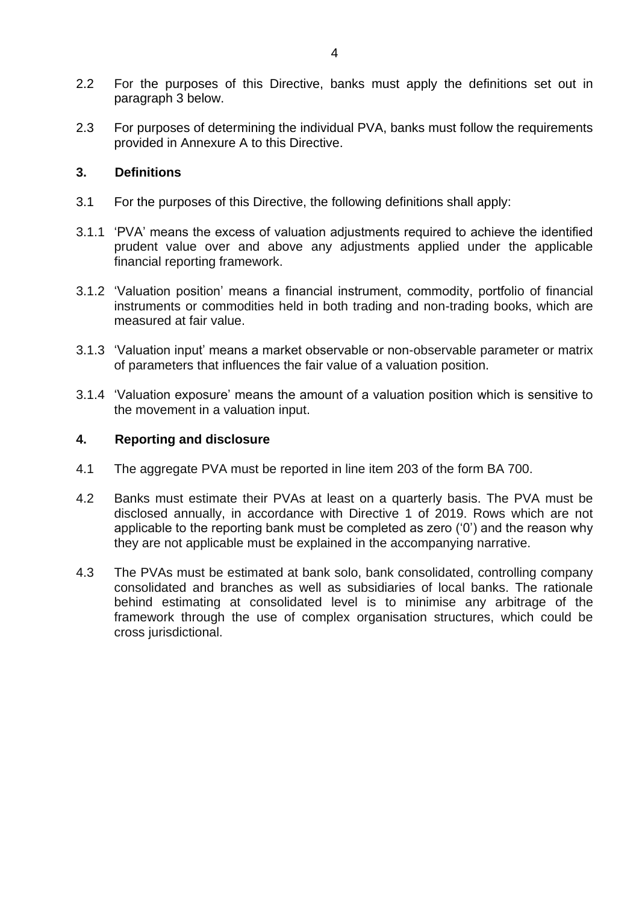2.2 For the purposes of this Directive, banks must apply the definitions set out in paragraph 3 below.

2.3 For purposes of determining the individual PVA, banks must follow the requirements provided in Annexure A to this Directive.

## 3. Definitions

3.1 For the purposes of this Directive, the following definitions shall apply:

3.1.1 'PVA' means the excess of valuation adjustments required to achieve the identified prudent value over and above any adjustments applied under the applicable financial reporting framework.

3.1.2 'Valuation position' means a financial instrument, commodity, portfolio of financial instruments or commodities held in both trading and non-trading books, which are measured at fair value.

3.1.3 'Valuation input' means a market observable or non-observable parameter or matrix of parameters that influences the fair value of a valuation position.

3.1.4 'Valuation exposure' means the amount of a valuation position which is sensitive to the movement in a valuation input.

## 4. Reporting and disclosure

4.1 The aggregate PVA must be reported in line item 203 of the form BA 700.

4.2 Banks must estimate their PVAs at least on a quarterly basis. The PVA must be disclosed annually, in accordance with Directive 1 of 2019. Rows which are not applicable to the reporting bank must be completed as zero ('0') and the reason why they are not applicable must be explained in the accompanying narrative.

4.3 The PVAs must be estimated at bank solo, bank consolidated, controlling company consolidated and branches as well as subsidiaries of local banks. The rationale behind estimating at consolidated level is to minimise any arbitrage of the framework through the use of complex organisation structures, which could be cross jurisdictional.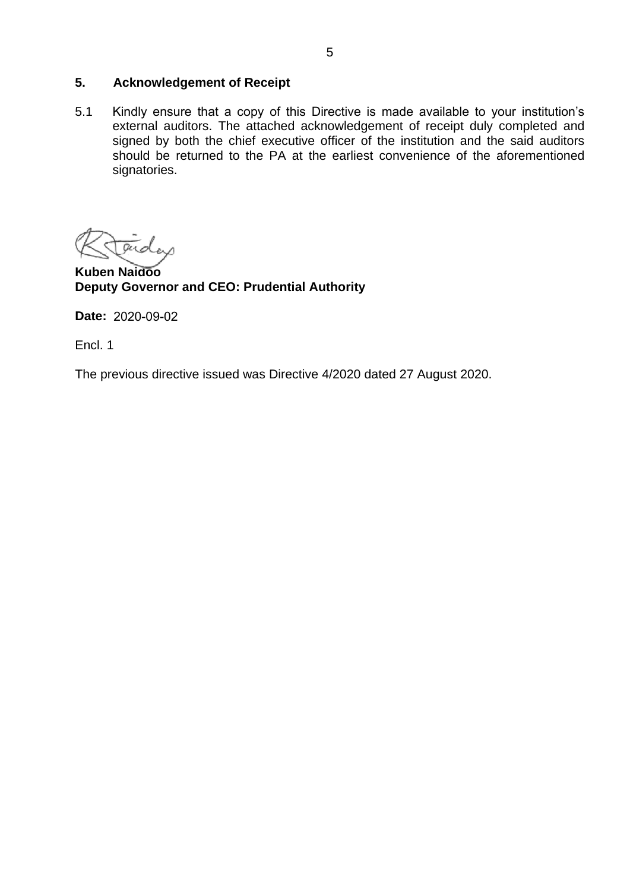## 5. Acknowledgement of Receipt

5.1 Kindly ensure that a copy of this Directive is made available to your institution's external auditors. The attached acknowledgement of receipt duly completed and signed by both the chief executive officer of the institution and the said auditors should be returned to the PA at the earliest convenience of the aforementioned signatories.

**Kuben Naidoo**
**Deputy Governor and CEO: Prudential Authority**

**Date:** 2020-09-02

Encl. 1

The previous directive issued was Directive 4/2020 dated 27 August 2020.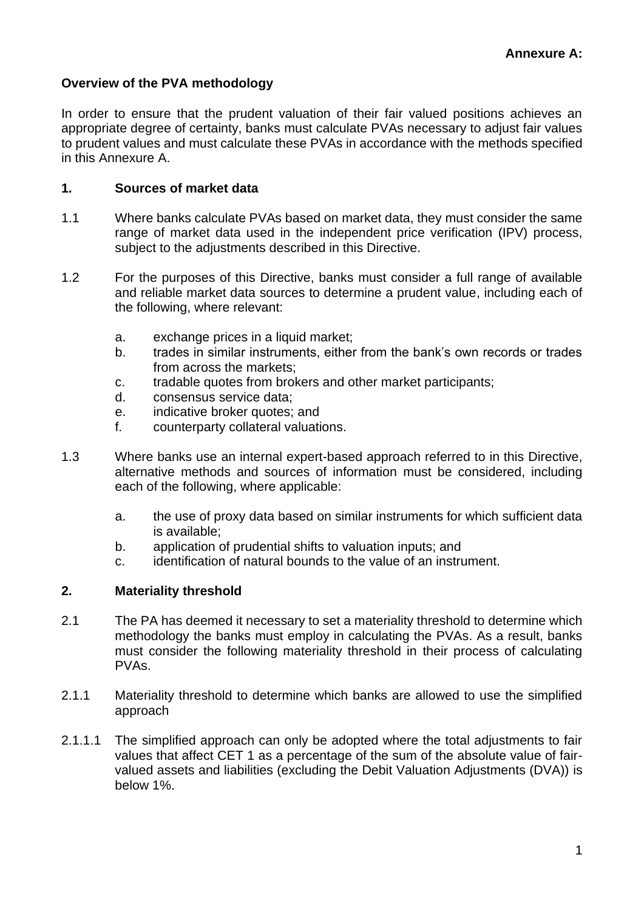**Annexure A:**

**Overview of the PVA methodology**

In order to ensure that the prudent valuation of their fair valued positions achieves an appropriate degree of certainty, banks must calculate PVAs necessary to adjust fair values to prudent values and must calculate these PVAs in accordance with the methods specified in this Annexure A.

## 1. Sources of market data

1.1 Where banks calculate PVAs based on market data, they must consider the same range of market data used in the independent price verification (IPV) process, subject to the adjustments described in this Directive.

1.2 For the purposes of this Directive, banks must consider a full range of available and reliable market data sources to determine a prudent value, including each of the following, where relevant:

a. exchange prices in a liquid market;
b. trades in similar instruments, either from the bank's own records or trades from across the markets;
c. tradable quotes from brokers and other market participants;
d. consensus service data;
e. indicative broker quotes; and
f. counterparty collateral valuations.

1.3 Where banks use an internal expert-based approach referred to in this Directive, alternative methods and sources of information must be considered, including each of the following, where applicable:

a. the use of proxy data based on similar instruments for which sufficient data is available;
b. application of prudential shifts to valuation inputs; and
c. identification of natural bounds to the value of an instrument.

## 2. Materiality threshold

2.1 The PA has deemed it necessary to set a materiality threshold to determine which methodology the banks must employ in calculating the PVAs. As a result, banks must consider the following materiality threshold in their process of calculating PVAs.

2.1.1 Materiality threshold to determine which banks are allowed to use the simplified approach

2.1.1.1 The simplified approach can only be adopted where the total adjustments to fair values that affect CET 1 as a percentage of the sum of the absolute value of fair-valued assets and liabilities (excluding the Debit Valuation Adjustments (DVA)) is below 1%.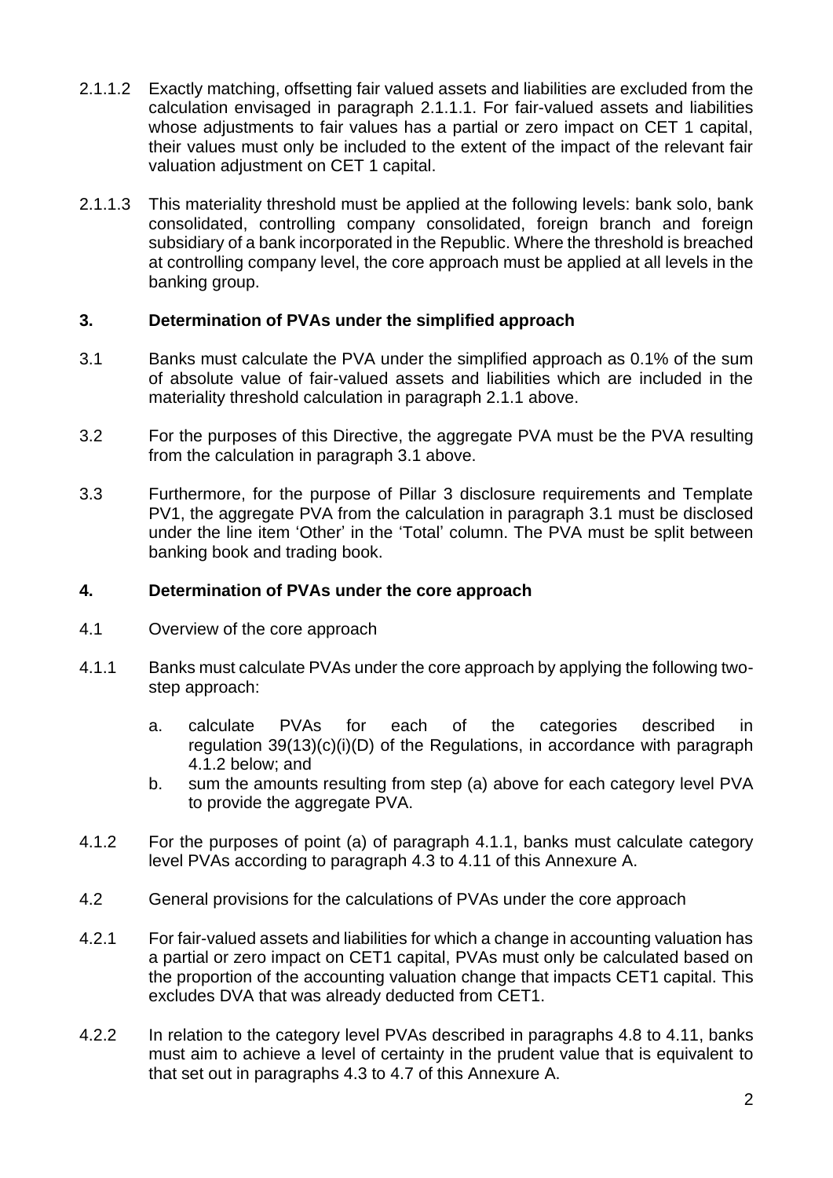2.1.1.2 Exactly matching, offsetting fair valued assets and liabilities are excluded from the calculation envisaged in paragraph 2.1.1.1. For fair-valued assets and liabilities whose adjustments to fair values has a partial or zero impact on CET 1 capital, their values must only be included to the extent of the impact of the relevant fair valuation adjustment on CET 1 capital.

2.1.1.3 This materiality threshold must be applied at the following levels: bank solo, bank consolidated, controlling company consolidated, foreign branch and foreign subsidiary of a bank incorporated in the Republic. Where the threshold is breached at controlling company level, the core approach must be applied at all levels in the banking group.

## 3. Determination of PVAs under the simplified approach

3.1 Banks must calculate the PVA under the simplified approach as 0.1% of the sum of absolute value of fair-valued assets and liabilities which are included in the materiality threshold calculation in paragraph 2.1.1 above.

3.2 For the purposes of this Directive, the aggregate PVA must be the PVA resulting from the calculation in paragraph 3.1 above.

3.3 Furthermore, for the purpose of Pillar 3 disclosure requirements and Template PV1, the aggregate PVA from the calculation in paragraph 3.1 must be disclosed under the line item 'Other' in the 'Total' column. The PVA must be split between banking book and trading book.

## 4. Determination of PVAs under the core approach

4.1 Overview of the core approach

4.1.1 Banks must calculate PVAs under the core approach by applying the following two-step approach:

a. calculate PVAs for each of the categories described in regulation 39(13)(c)(i)(D) of the Regulations, in accordance with paragraph 4.1.2 below; and
b. sum the amounts resulting from step (a) above for each category level PVA to provide the aggregate PVA.

4.1.2 For the purposes of point (a) of paragraph 4.1.1, banks must calculate category level PVAs according to paragraph 4.3 to 4.11 of this Annexure A.

4.2 General provisions for the calculations of PVAs under the core approach

4.2.1 For fair-valued assets and liabilities for which a change in accounting valuation has a partial or zero impact on CET1 capital, PVAs must only be calculated based on the proportion of the accounting valuation change that impacts CET1 capital. This excludes DVA that was already deducted from CET1.

4.2.2 In relation to the category level PVAs described in paragraphs 4.8 to 4.11, banks must aim to achieve a level of certainty in the prudent value that is equivalent to that set out in paragraphs 4.3 to 4.7 of this Annexure A.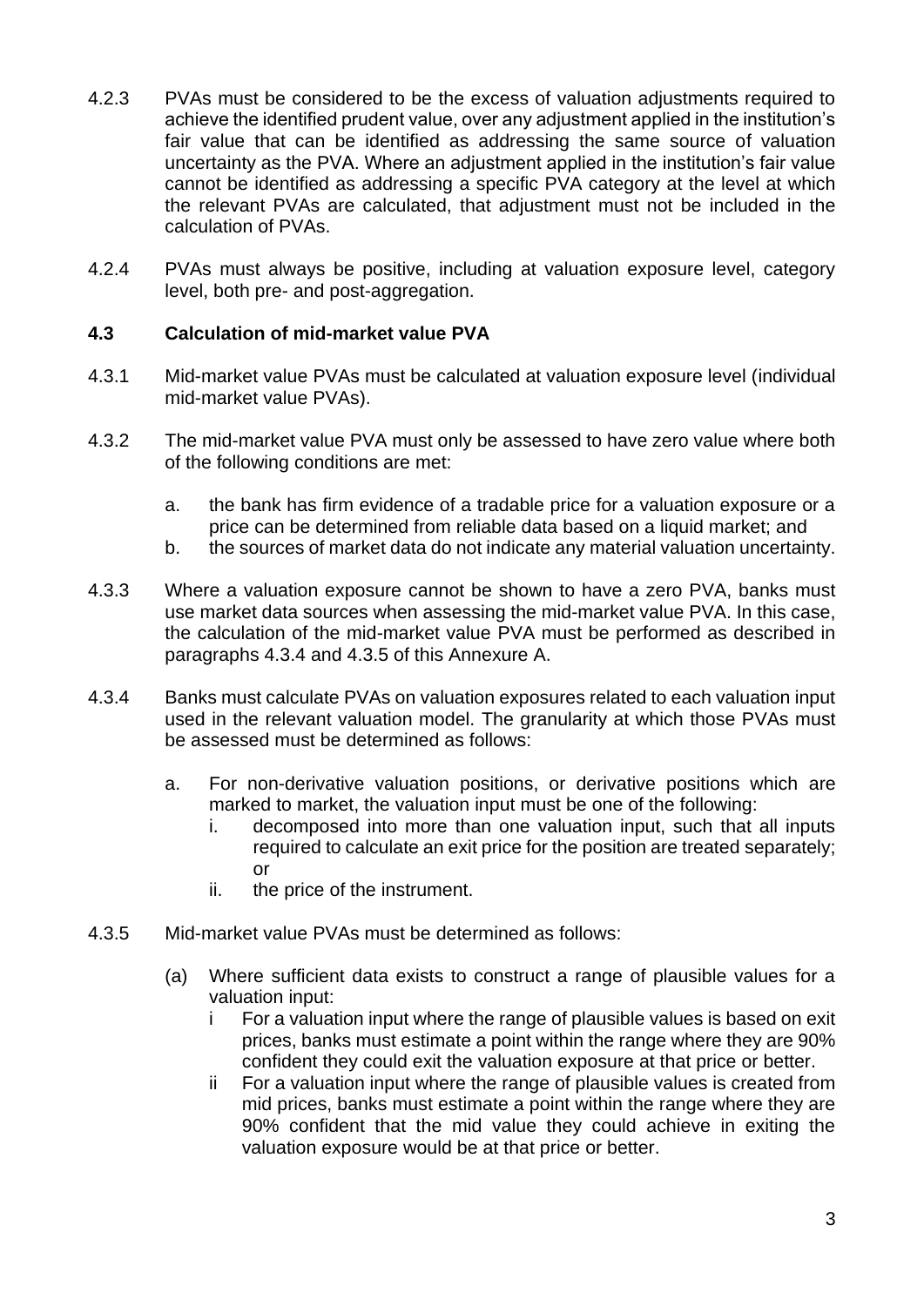4.2.3 PVAs must be considered to be the excess of valuation adjustments required to achieve the identified prudent value, over any adjustment applied in the institution's fair value that can be identified as addressing the same source of valuation uncertainty as the PVA. Where an adjustment applied in the institution's fair value cannot be identified as addressing a specific PVA category at the level at which the relevant PVAs are calculated, that adjustment must not be included in the calculation of PVAs.

4.2.4 PVAs must always be positive, including at valuation exposure level, category level, both pre- and post-aggregation.

### 4.3 Calculation of mid-market value PVA

4.3.1 Mid-market value PVAs must be calculated at valuation exposure level (individual mid-market value PVAs).

4.3.2 The mid-market value PVA must only be assessed to have zero value where both of the following conditions are met:

a. the bank has firm evidence of a tradable price for a valuation exposure or a price can be determined from reliable data based on a liquid market; and
b. the sources of market data do not indicate any material valuation uncertainty.

4.3.3 Where a valuation exposure cannot be shown to have a zero PVA, banks must use market data sources when assessing the mid-market value PVA. In this case, the calculation of the mid-market value PVA must be performed as described in paragraphs 4.3.4 and 4.3.5 of this Annexure A.

4.3.4 Banks must calculate PVAs on valuation exposures related to each valuation input used in the relevant valuation model. The granularity at which those PVAs must be assessed must be determined as follows:

a. For non-derivative valuation positions, or derivative positions which are marked to market, the valuation input must be one of the following:
   i. decomposed into more than one valuation input, such that all inputs required to calculate an exit price for the position are treated separately; or
   ii. the price of the instrument.

4.3.5 Mid-market value PVAs must be determined as follows:

(a) Where sufficient data exists to construct a range of plausible values for a valuation input:
   i For a valuation input where the range of plausible values is based on exit prices, banks must estimate a point within the range where they are 90% confident they could exit the valuation exposure at that price or better.
   ii For a valuation input where the range of plausible values is created from mid prices, banks must estimate a point within the range where they are 90% confident that the mid value they could achieve in exiting the valuation exposure would be at that price or better.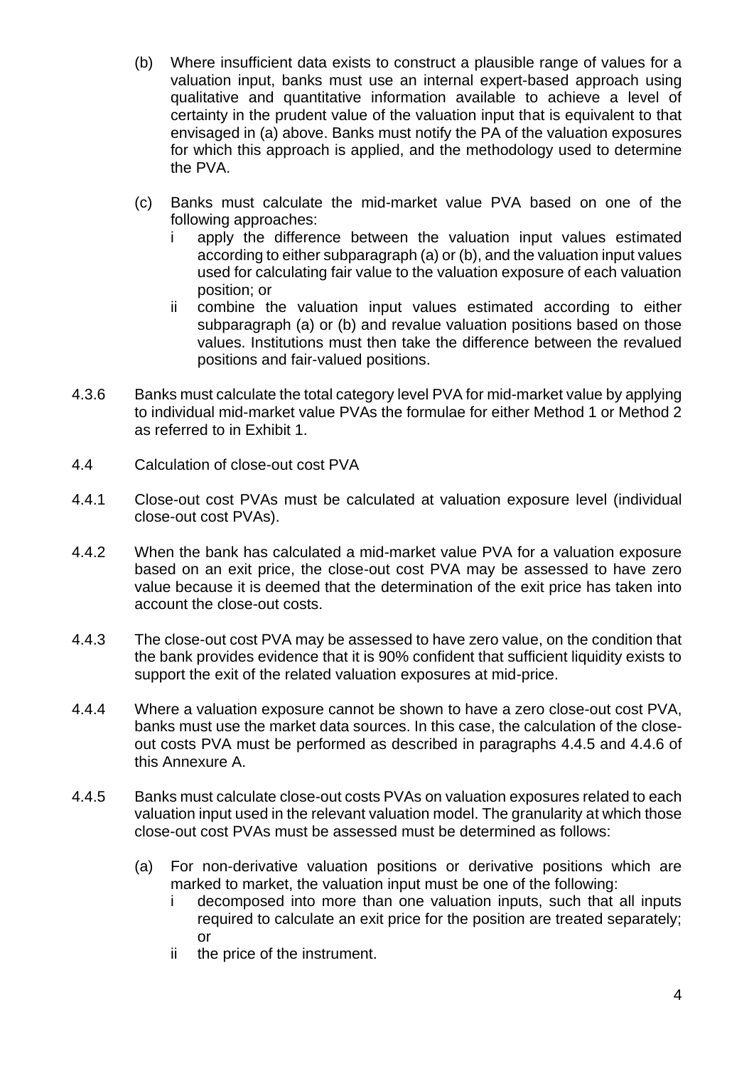(b) Where insufficient data exists to construct a plausible range of values for a valuation input, banks must use an internal expert-based approach using qualitative and quantitative information available to achieve a level of certainty in the prudent value of the valuation input that is equivalent to that envisaged in (a) above. Banks must notify the PA of the valuation exposures for which this approach is applied, and the methodology used to determine the PVA.

(c) Banks must calculate the mid-market value PVA based on one of the following approaches:

   i apply the difference between the valuation input values estimated according to either subparagraph (a) or (b), and the valuation input values used for calculating fair value to the valuation exposure of each valuation position; or

   ii combine the valuation input values estimated according to either subparagraph (a) or (b) and revalue valuation positions based on those values. Institutions must then take the difference between the revalued positions and fair-valued positions.

4.3.6 Banks must calculate the total category level PVA for mid-market value by applying to individual mid-market value PVAs the formulae for either Method 1 or Method 2 as referred to in Exhibit 1.

4.4 Calculation of close-out cost PVA

4.4.1 Close-out cost PVAs must be calculated at valuation exposure level (individual close-out cost PVAs).

4.4.2 When the bank has calculated a mid-market value PVA for a valuation exposure based on an exit price, the close-out cost PVA may be assessed to have zero value because it is deemed that the determination of the exit price has taken into account the close-out costs.

4.4.3 The close-out cost PVA may be assessed to have zero value, on the condition that the bank provides evidence that it is 90% confident that sufficient liquidity exists to support the exit of the related valuation exposures at mid-price.

4.4.4 Where a valuation exposure cannot be shown to have a zero close-out cost PVA, banks must use the market data sources. In this case, the calculation of the close-out costs PVA must be performed as described in paragraphs 4.4.5 and 4.4.6 of this Annexure A.

4.4.5 Banks must calculate close-out costs PVAs on valuation exposures related to each valuation input used in the relevant valuation model. The granularity at which those close-out cost PVAs must be assessed must be determined as follows:

(a) For non-derivative valuation positions or derivative positions which are marked to market, the valuation input must be one of the following:

   i decomposed into more than one valuation inputs, such that all inputs required to calculate an exit price for the position are treated separately; or

   ii the price of the instrument.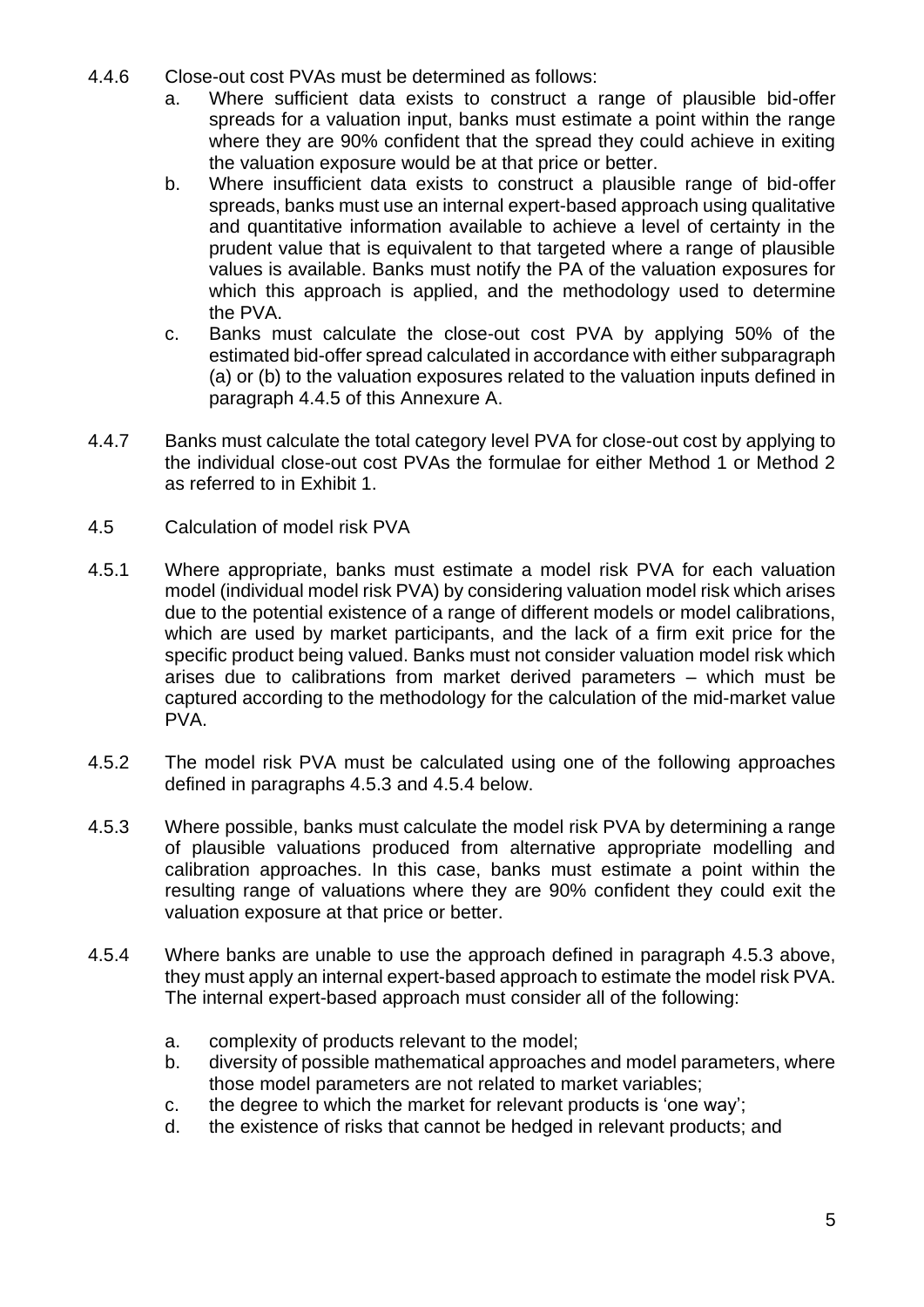4.4.6 Close-out cost PVAs must be determined as follows:

a. Where sufficient data exists to construct a range of plausible bid-offer spreads for a valuation input, banks must estimate a point within the range where they are 90% confident that the spread they could achieve in exiting the valuation exposure would be at that price or better.

b. Where insufficient data exists to construct a plausible range of bid-offer spreads, banks must use an internal expert-based approach using qualitative and quantitative information available to achieve a level of certainty in the prudent value that is equivalent to that targeted where a range of plausible values is available. Banks must notify the PA of the valuation exposures for which this approach is applied, and the methodology used to determine the PVA.

c. Banks must calculate the close-out cost PVA by applying 50% of the estimated bid-offer spread calculated in accordance with either subparagraph (a) or (b) to the valuation exposures related to the valuation inputs defined in paragraph 4.4.5 of this Annexure A.

4.4.7 Banks must calculate the total category level PVA for close-out cost by applying to the individual close-out cost PVAs the formulae for either Method 1 or Method 2 as referred to in Exhibit 1.

4.5 Calculation of model risk PVA

4.5.1 Where appropriate, banks must estimate a model risk PVA for each valuation model (individual model risk PVA) by considering valuation model risk which arises due to the potential existence of a range of different models or model calibrations, which are used by market participants, and the lack of a firm exit price for the specific product being valued. Banks must not consider valuation model risk which arises due to calibrations from market derived parameters – which must be captured according to the methodology for the calculation of the mid-market value PVA.

4.5.2 The model risk PVA must be calculated using one of the following approaches defined in paragraphs 4.5.3 and 4.5.4 below.

4.5.3 Where possible, banks must calculate the model risk PVA by determining a range of plausible valuations produced from alternative appropriate modelling and calibration approaches. In this case, banks must estimate a point within the resulting range of valuations where they are 90% confident they could exit the valuation exposure at that price or better.

4.5.4 Where banks are unable to use the approach defined in paragraph 4.5.3 above, they must apply an internal expert-based approach to estimate the model risk PVA. The internal expert-based approach must consider all of the following:

a. complexity of products relevant to the model;

b. diversity of possible mathematical approaches and model parameters, where those model parameters are not related to market variables;

c. the degree to which the market for relevant products is 'one way';

d. the existence of risks that cannot be hedged in relevant products; and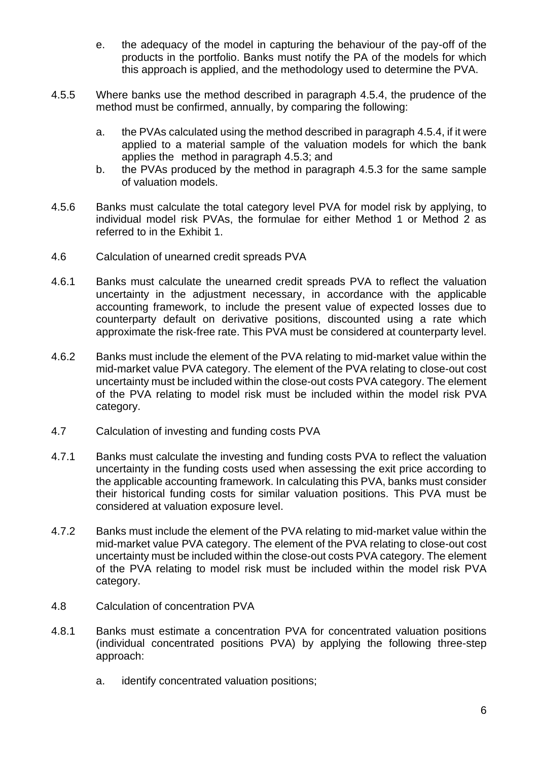e. the adequacy of the model in capturing the behaviour of the pay-off of the products in the portfolio. Banks must notify the PA of the models for which this approach is applied, and the methodology used to determine the PVA.

4.5.5 Where banks use the method described in paragraph 4.5.4, the prudence of the method must be confirmed, annually, by comparing the following:

a. the PVAs calculated using the method described in paragraph 4.5.4, if it were applied to a material sample of the valuation models for which the bank applies the method in paragraph 4.5.3; and
b. the PVAs produced by the method in paragraph 4.5.3 for the same sample of valuation models.

4.5.6 Banks must calculate the total category level PVA for model risk by applying, to individual model risk PVAs, the formulae for either Method 1 or Method 2 as referred to in the Exhibit 1.

4.6 Calculation of unearned credit spreads PVA

4.6.1 Banks must calculate the unearned credit spreads PVA to reflect the valuation uncertainty in the adjustment necessary, in accordance with the applicable accounting framework, to include the present value of expected losses due to counterparty default on derivative positions, discounted using a rate which approximate the risk-free rate. This PVA must be considered at counterparty level.

4.6.2 Banks must include the element of the PVA relating to mid-market value within the mid-market value PVA category. The element of the PVA relating to close-out cost uncertainty must be included within the close-out costs PVA category. The element of the PVA relating to model risk must be included within the model risk PVA category.

4.7 Calculation of investing and funding costs PVA

4.7.1 Banks must calculate the investing and funding costs PVA to reflect the valuation uncertainty in the funding costs used when assessing the exit price according to the applicable accounting framework. In calculating this PVA, banks must consider their historical funding costs for similar valuation positions. This PVA must be considered at valuation exposure level.

4.7.2 Banks must include the element of the PVA relating to mid-market value within the mid-market value PVA category. The element of the PVA relating to close-out cost uncertainty must be included within the close-out costs PVA category. The element of the PVA relating to model risk must be included within the model risk PVA category.

4.8 Calculation of concentration PVA

4.8.1 Banks must estimate a concentration PVA for concentrated valuation positions (individual concentrated positions PVA) by applying the following three-step approach:

a. identify concentrated valuation positions;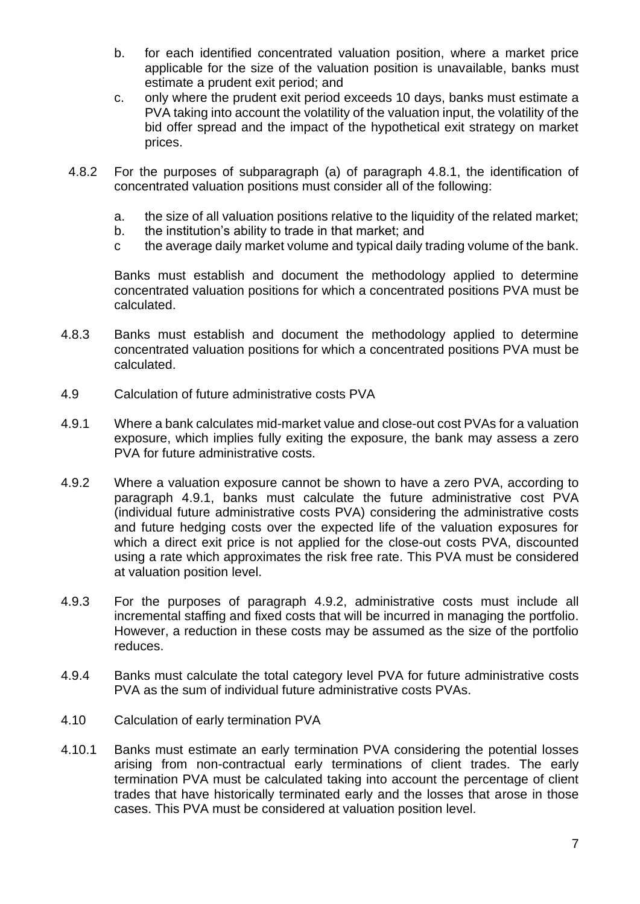b. for each identified concentrated valuation position, where a market price applicable for the size of the valuation position is unavailable, banks must estimate a prudent exit period; and

c. only where the prudent exit period exceeds 10 days, banks must estimate a PVA taking into account the volatility of the valuation input, the volatility of the bid offer spread and the impact of the hypothetical exit strategy on market prices.

4.8.2 For the purposes of subparagraph (a) of paragraph 4.8.1, the identification of concentrated valuation positions must consider all of the following:

a. the size of all valuation positions relative to the liquidity of the related market;
b. the institution's ability to trade in that market; and
c the average daily market volume and typical daily trading volume of the bank.

Banks must establish and document the methodology applied to determine concentrated valuation positions for which a concentrated positions PVA must be calculated.

4.8.3 Banks must establish and document the methodology applied to determine concentrated valuation positions for which a concentrated positions PVA must be calculated.

4.9 Calculation of future administrative costs PVA

4.9.1 Where a bank calculates mid-market value and close-out cost PVAs for a valuation exposure, which implies fully exiting the exposure, the bank may assess a zero PVA for future administrative costs.

4.9.2 Where a valuation exposure cannot be shown to have a zero PVA, according to paragraph 4.9.1, banks must calculate the future administrative cost PVA (individual future administrative costs PVA) considering the administrative costs and future hedging costs over the expected life of the valuation exposures for which a direct exit price is not applied for the close-out costs PVA, discounted using a rate which approximates the risk free rate. This PVA must be considered at valuation position level.

4.9.3 For the purposes of paragraph 4.9.2, administrative costs must include all incremental staffing and fixed costs that will be incurred in managing the portfolio. However, a reduction in these costs may be assumed as the size of the portfolio reduces.

4.9.4 Banks must calculate the total category level PVA for future administrative costs PVA as the sum of individual future administrative costs PVAs.

4.10 Calculation of early termination PVA

4.10.1 Banks must estimate an early termination PVA considering the potential losses arising from non-contractual early terminations of client trades. The early termination PVA must be calculated taking into account the percentage of client trades that have historically terminated early and the losses that arose in those cases. This PVA must be considered at valuation position level.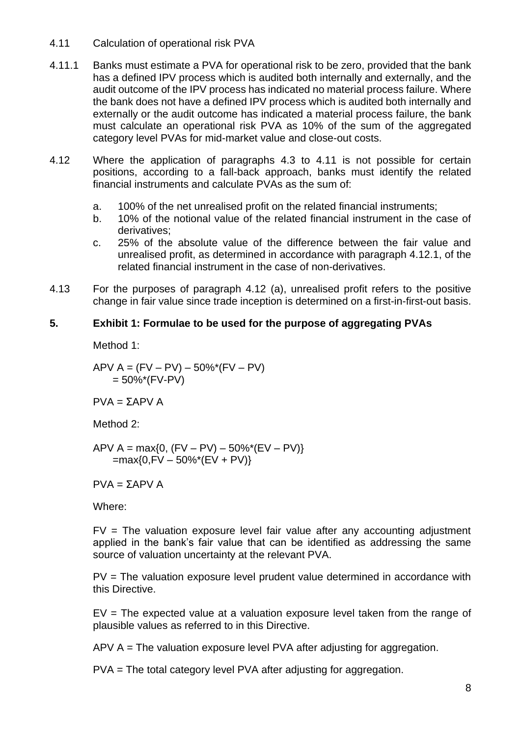4.11 Calculation of operational risk PVA

4.11.1 Banks must estimate a PVA for operational risk to be zero, provided that the bank has a defined IPV process which is audited both internally and externally, and the audit outcome of the IPV process has indicated no material process failure. Where the bank does not have a defined IPV process which is audited both internally and externally or the audit outcome has indicated a material process failure, the bank must calculate an operational risk PVA as 10% of the sum of the aggregated category level PVAs for mid-market value and close-out costs.

4.12 Where the application of paragraphs 4.3 to 4.11 is not possible for certain positions, according to a fall-back approach, banks must identify the related financial instruments and calculate PVAs as the sum of:

a. 100% of the net unrealised profit on the related financial instruments;
b. 10% of the notional value of the related financial instrument in the case of derivatives;
c. 25% of the absolute value of the difference between the fair value and unrealised profit, as determined in accordance with paragraph 4.12.1, of the related financial instrument in the case of non-derivatives.

4.13 For the purposes of paragraph 4.12 (a), unrealised profit refers to the positive change in fair value since trade inception is determined on a first-in-first-out basis.

## 5. Exhibit 1: Formulae to be used for the purpose of aggregating PVAs

Method 1:

$$APV\ A = (FV - PV) - 50\%*(FV - PV) = 50\%*(FV - PV)$$

$$PVA = \Sigma APV\ A$$

Method 2:

$$APV\ A = \max\{0, (FV - PV) - 50\%*(EV - PV)\} = \max\{0, FV - 50\%*(EV + PV)\}$$

$$PVA = \Sigma APV\ A$$

Where:

FV = The valuation exposure level fair value after any accounting adjustment applied in the bank's fair value that can be identified as addressing the same source of valuation uncertainty at the relevant PVA.

PV = The valuation exposure level prudent value determined in accordance with this Directive.

EV = The expected value at a valuation exposure level taken from the range of plausible values as referred to in this Directive.

APV A = The valuation exposure level PVA after adjusting for aggregation.

PVA = The total category level PVA after adjusting for aggregation.